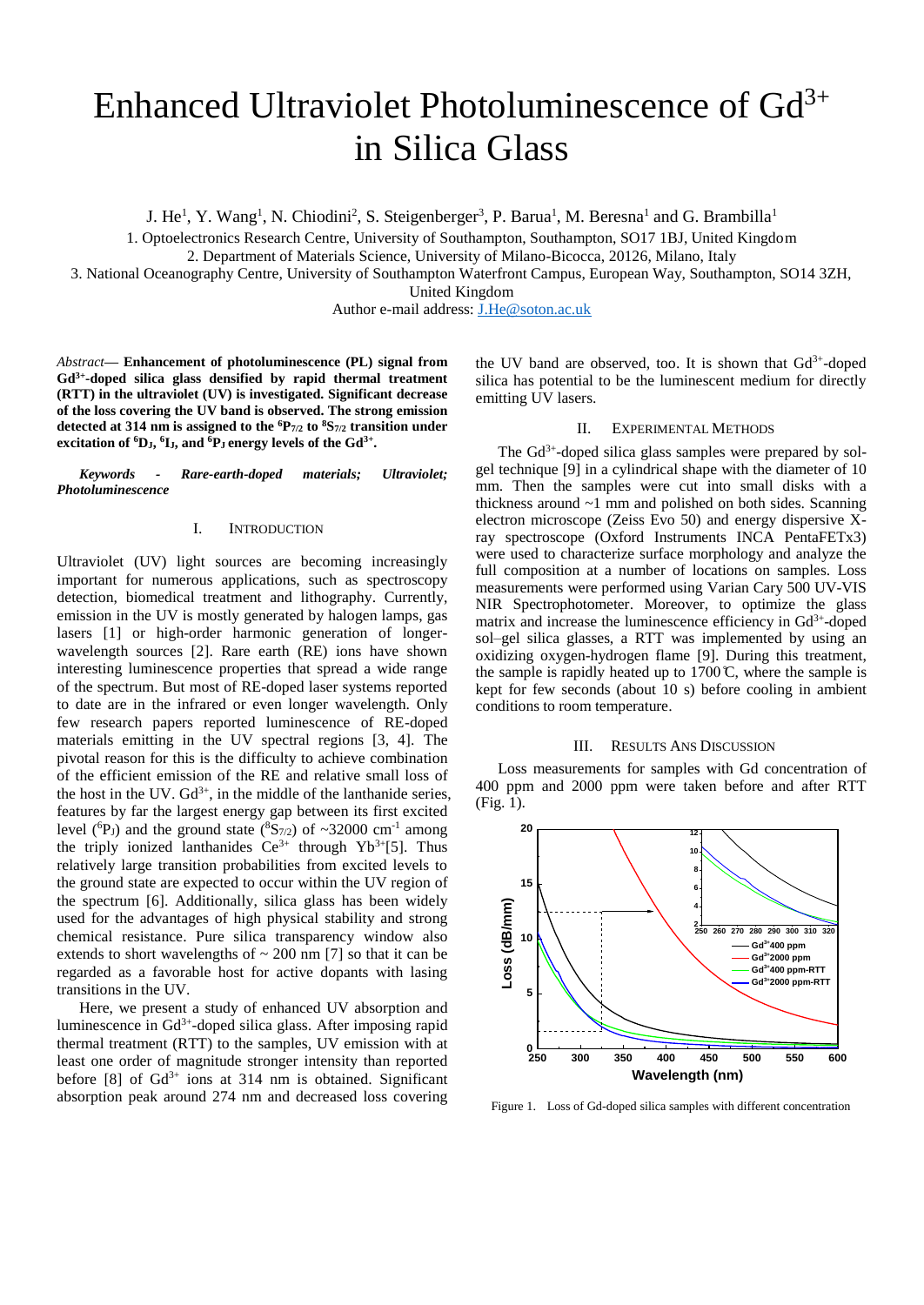# Enhanced Ultraviolet Photoluminescence of $Gd^{3+}$ in Silica Glass

J. He[1], Y. Wang[1], N. Chiodini[2], S. Steigenberger[3], P. Barua[1], M. Beresna[1] and G. Brambilla[1]

1. Optoelectronics Research Centre, University of Southampton, Southampton, SO17 1BJ, United Kingdom
2. Department of Materials Science, University of Milano-Bicocca, 20126, Milano, Italy
3. National Oceanography Centre, University of Southampton Waterfront Campus, European Way, Southampton, SO14 3ZH, United Kingdom

Author e-mail address: J.He@soton.ac.uk

*Abstract*— **Enhancement of photoluminescence (PL) signal from $Gd^{3+}$-doped silica glass densified by rapid thermal treatment (RTT) in the ultraviolet (UV) is investigated. Significant decrease of the loss covering the UV band is observed. The strong emission detected at 314 nm is assigned to the $^6P_{7/2}$ to $^8S_{7/2}$ transition under excitation of $^6D_J$, $^6I_J$, and $^6P_J$ energy levels of the $Gd^{3+}$.**

***Keywords - Rare-earth-doped materials; Ultraviolet; Photoluminescence***

## I. Introduction

Ultraviolet (UV) light sources are becoming increasingly important for numerous applications, such as spectroscopy detection, biomedical treatment and lithography. Currently, emission in the UV is mostly generated by halogen lamps, gas lasers [1] or high-order harmonic generation of longer-wavelength sources [2]. Rare earth (RE) ions have shown interesting luminescence properties that spread a wide range of the spectrum. But most of RE-doped laser systems reported to date are in the infrared or even longer wavelength. Only few research papers reported luminescence of RE-doped materials emitting in the UV spectral regions [3, 4]. The pivotal reason for this is the difficulty to achieve combination of the efficient emission of the RE and relative small loss of the host in the UV. $Gd^{3+}$, in the middle of the lanthanide series, features by far the largest energy gap between its first excited level ($^6P_J$) and the ground state ($^8S_{7/2}$) of ~32000 $cm^{-1}$ among the triply ionized lanthanides $Ce^{3+}$ through $Yb^{3+}$[5]. Thus relatively large transition probabilities from excited levels to the ground state are expected to occur within the UV region of the spectrum [6]. Additionally, silica glass has been widely used for the advantages of high physical stability and strong chemical resistance. Pure silica transparency window also extends to short wavelengths of ~ 200 nm [7] so that it can be regarded as a favorable host for active dopants with lasing transitions in the UV.

Here, we present a study of enhanced UV absorption and luminescence in $Gd^{3+}$-doped silica glass. After imposing rapid thermal treatment (RTT) to the samples, UV emission with at least one order of magnitude stronger intensity than reported before [8] of $Gd^{3+}$ ions at 314 nm is obtained. Significant absorption peak around 274 nm and decreased loss covering the UV band are observed, too. It is shown that $Gd^{3+}$-doped silica has potential to be the luminescent medium for directly emitting UV lasers.

## II. Experimental Methods

The $Gd^{3+}$-doped silica glass samples were prepared by sol-gel technique [9] in a cylindrical shape with the diameter of 10 mm. Then the samples were cut into small disks with a thickness around ~1 mm and polished on both sides. Scanning electron microscope (Zeiss Evo 50) and energy dispersive X-ray spectroscope (Oxford Instruments INCA PentaFETx3) were used to characterize surface morphology and analyze the full composition at a number of locations on samples. Loss measurements were performed using Varian Cary 500 UV-VIS NIR Spectrophotometer. Moreover, to optimize the glass matrix and increase the luminescence efficiency in $Gd^{3+}$-doped sol–gel silica glasses, a RTT was implemented by using an oxidizing oxygen-hydrogen flame [9]. During this treatment, the sample is rapidly heated up to 1700℃, where the sample is kept for few seconds (about 10 s) before cooling in ambient conditions to room temperature.

## III. Results Ans Discussion

Loss measurements for samples with Gd concentration of 400 ppm and 2000 ppm were taken before and after RTT (Fig. 1).

Figure 1. Loss of Gd-doped silica samples with different concentration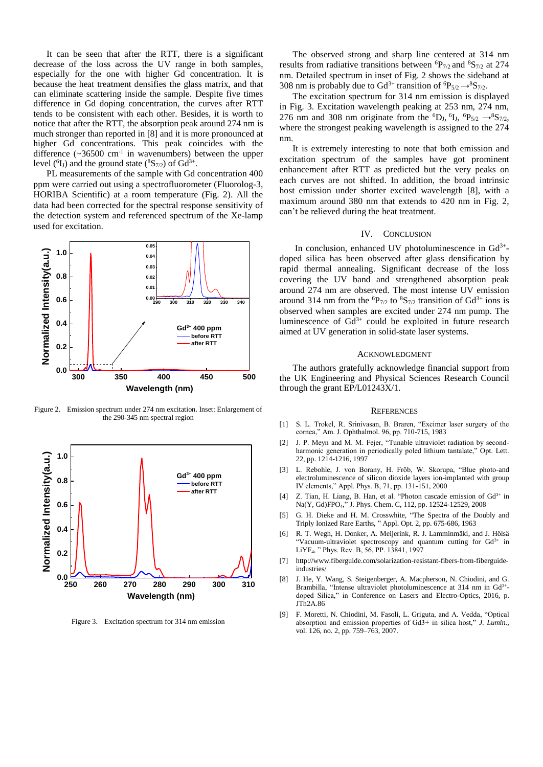It can be seen that after the RTT, there is a significant decrease of the loss across the UV range in both samples, especially for the one with higher Gd concentration. It is because the heat treatment densifies the glass matrix, and that can eliminate scattering inside the sample. Despite five times difference in Gd doping concentration, the curves after RTT tends to be consistent with each other. Besides, it is worth to notice that after the RTT, the absorption peak around 274 nm is much stronger than reported in [8] and it is more pronounced at higher Gd concentrations. This peak coincides with the difference (~36500 $cm^{-1}$ in wavenumbers) between the upper level ($^6I_J$) and the ground state ($^8S_{7/2}$) of $Gd^{3+}$.

PL measurements of the sample with Gd concentration 400 ppm were carried out using a spectrofluorometer (Fluorolog-3, HORIBA Scientific) at a room temperature (Fig. 2). All the data had been corrected for the spectral response sensitivity of the detection system and referenced spectrum of the Xe-lamp used for excitation.

Normalized Intensity(a.u.)
Wavelength (nm)
Gd3+ 400 ppm
before RTT
after RTT

Figure 2. Emission spectrum under 274 nm excitation. Inset: Enlargement of the 290-345 nm spectral region

Normalized Intensity(a.u.)
Wavelength (nm)
Gd3+ 400 ppm
before RTT
after RTT

Figure 3. Excitation spectrum for 314 nm emission

The observed strong and sharp line centered at 314 nm results from radiative transitions between $^6P_{7/2}$ and $^8S_{7/2}$ at 274 nm. Detailed spectrum in inset of Fig. 2 shows the sideband at 308 nm is probably due to $Gd^{3+}$ transition of $^6P_{5/2} \rightarrow {}^8S_{7/2}$.

The excitation spectrum for 314 nm emission is displayed in Fig. 3. Excitation wavelength peaking at 253 nm, 274 nm, 276 nm and 308 nm originate from the $^6D_J$, $^6I_J$, $^6P_{5/2} \rightarrow {}^8S_{7/2}$, where the strongest peaking wavelength is assigned to the 274 nm.

It is extremely interesting to note that both emission and excitation spectrum of the samples have got prominent enhancement after RTT as predicted but the very peaks on each curves are not shifted. In addition, the broad intrinsic host emission under shorter excited wavelength [8], with a maximum around 380 nm that extends to 420 nm in Fig. 2, can't be relieved during the heat treatment.

## IV. Conclusion

In conclusion, enhanced UV photoluminescence in $Gd^{3+}$-doped silica has been observed after glass densification by rapid thermal annealing. Significant decrease of the loss covering the UV band and strengthened absorption peak around 274 nm are observed. The most intense UV emission around 314 nm from the $^6P_{7/2}$ to $^8S_{7/2}$ transition of $Gd^{3+}$ ions is observed when samples are excited under 274 nm pump. The luminescence of $Gd^{3+}$ could be exploited in future research aimed at UV generation in solid-state laser systems.

## Acknowledgment

The authors gratefully acknowledge financial support from the UK Engineering and Physical Sciences Research Council through the grant EP/L01243X/1.

## References

[1] S. L. Trokel, R. Srinivasan, B. Braren, "Excimer laser surgery of the cornea," Am. J. Ophthalmol. 96, pp. 710-715, 1983

[2] J. P. Meyn and M. M. Fejer, "Tunable ultraviolet radiation by second-harmonic generation in periodically poled lithium tantalate," Opt. Lett. 22, pp. 1214-1216, 1997

[3] L. Rebohle, J. von Borany, H. Fröb, W. Skorupa, "Blue photo-and electroluminescence of silicon dioxide layers ion-implanted with group IV elements," Appl. Phys. B, 71, pp. 131-151, 2000

[4] Z. Tian, H. Liang, B. Han, et al. "Photon cascade emission of $Gd^{3+}$ in Na(Y, Gd)$FPO_4$," J. Phys. Chem. C, 112, pp. 12524-12529, 2008

[5] G. H. Dieke and H. M. Crosswhite, "The Spectra of the Doubly and Triply Ionized Rare Earths, " Appl. Opt. 2, pp. 675-686, 1963

[6] R. T. Wegh, H. Donker, A. Meijerink, R. J. Lamminmäki, and J. Hölsä "Vacuum-ultraviolet spectroscopy and quantum cutting for $Gd^{3+}$ in $LiYF_4$, " Phys. Rev. B, 56, PP. 13841, 1997

[7] http://www.fiberguide.com/solarization-resistant-fibers-from-fiberguide-industries/

[8] J. He, Y. Wang, S. Steigenberger, A. Macpherson, N. Chiodini, and G. Brambilla, "Intense ultraviolet photoluminescence at 314 nm in $Gd^{3+}$-doped Silica," in Conference on Lasers and Electro-Optics, 2016, p. JTh2A.86

[9] F. Moretti, N. Chiodini, M. Fasoli, L. Griguta, and A. Vedda, "Optical absorption and emission properties of Gd3+ in silica host," *J. Lumin.*, vol. 126, no. 2, pp. 759–763, 2007.